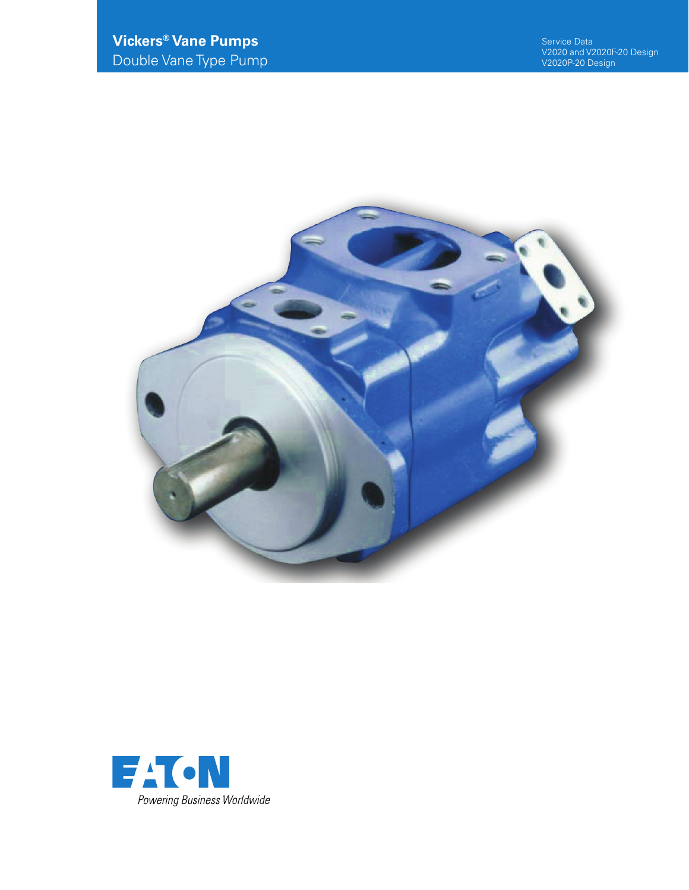# Vickers® Vane Pumps

Double Vane Type Pump

Service Data
V2020 and V2020F-20 Design
V2020P-20 Design

EATON

*Powering Business Worldwide*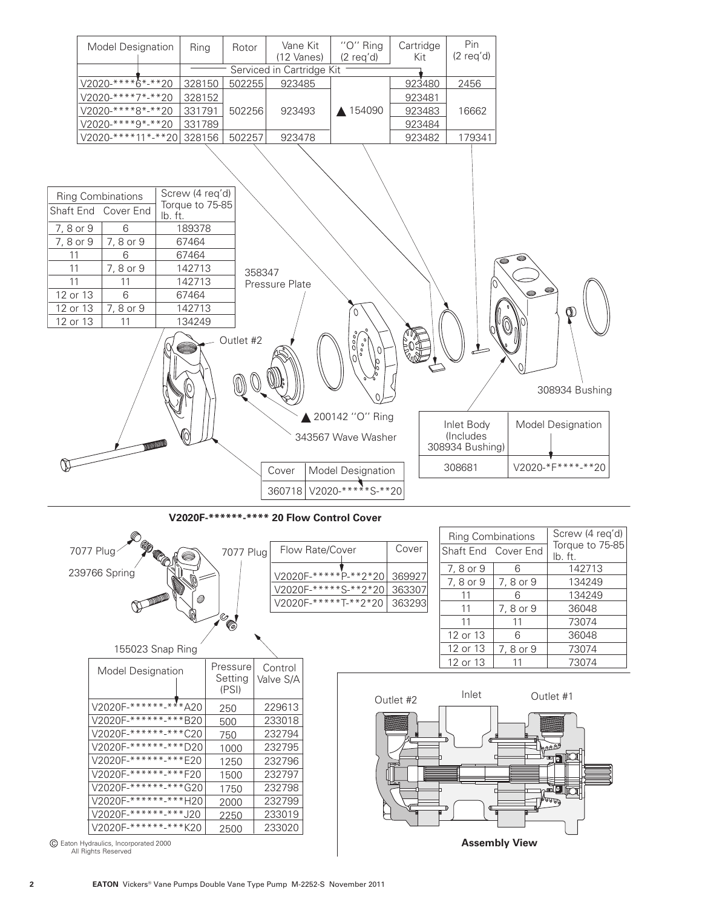| Model Designation | Ring | Rotor | Vane Kit (12 Vanes) | "O" Ring (2 req'd) | Cartridge Kit | Pin (2 req'd) |
|---|---|---|---|---|---|---|
| | Serviced in Cartridge Kit | | | | | |
| V2020-****6*-**20 | 328150 | 502255 | 923485 | ▲ 154090 | 923480 | 2456 |
| V2020-****7*-**20 | 328152 | 502256 | 923493 | | 923481 | 16662 |
| V2020-****8*-**20 | 331791 | | | | 923483 | |
| V2020-****9*-**20 | 331789 | | | | 923484 | |
| V2020-****11*-**20 | 328156 | 502257 | 923478 | | 923482 | 179341 |

| Ring Combinations | | Screw (4 req'd) Torque to 75-85 lb. ft. |
|---|---|---|
| Shaft End | Cover End | |
| 7, 8 or 9 | 6 | 189378 |
| 7, 8 or 9 | 7, 8 or 9 | 67464 |
| 11 | 6 | 67464 |
| 11 | 7, 8 or 9 | 142713 |
| 11 | 11 | 142713 |
| 12 or 13 | 6 | 67464 |
| 12 or 13 | 7, 8 or 9 | 142713 |
| 12 or 13 | 11 | 134249 |

358347 Pressure Plate

Outlet #2

▲ 200142 "O" Ring

343567 Wave Washer

308934 Bushing

| Inlet Body (Includes 308934 Bushing) | Model Designation |
|---|---|
| 308681 | V2020-*F****-**20 |

| Cover | Model Designation |
|---|---|
| 360718 | V2020-*****S-**20 |

**V2020F-******-**** 20 Flow Control Cover**

7077 Plug

239766 Spring

7077 Plug

155023 Snap Ring

| Flow Rate/Cover | Cover |
|---|---|
| V2020F-*****P-**2*20 | 369927 |
| V2020F-*****S-**2*20 | 363307 |
| V2020F-*****T-**2*20 | 363293 |

| Ring Combinations | | Screw (4 req'd) Torque to 75-85 lb. ft. |
|---|---|---|
| Shaft End | Cover End | |
| 7, 8 or 9 | 6 | 142713 |
| 7, 8 or 9 | 7, 8 or 9 | 134249 |
| 11 | 6 | 134249 |
| 11 | 7, 8 or 9 | 36048 |
| 11 | 11 | 73074 |
| 12 or 13 | 6 | 36048 |
| 12 or 13 | 7, 8 or 9 | 73074 |
| 12 or 13 | 11 | 73074 |

| Model Designation | Pressure Setting (PSI) | Control Valve S/A |
|---|---|---|
| V2020F-******-***A20 | 250 | 229613 |
| V2020F-******-***B20 | 500 | 233018 |
| V2020F-******-***C20 | 750 | 232794 |
| V2020F-******-***D20 | 1000 | 232795 |
| V2020F-******-***E20 | 1250 | 232796 |
| V2020F-******-***F20 | 1500 | 232797 |
| V2020F-******-***G20 | 1750 | 232798 |
| V2020F-******-***H20 | 2000 | 232799 |
| V2020F-******-***J20 | 2250 | 233019 |
| V2020F-******-***K20 | 2500 | 233020 |

Outlet #2 Inlet Outlet #1

**Assembly View**

© Eaton Hydraulics, Incorporated 2000
All Rights Reserved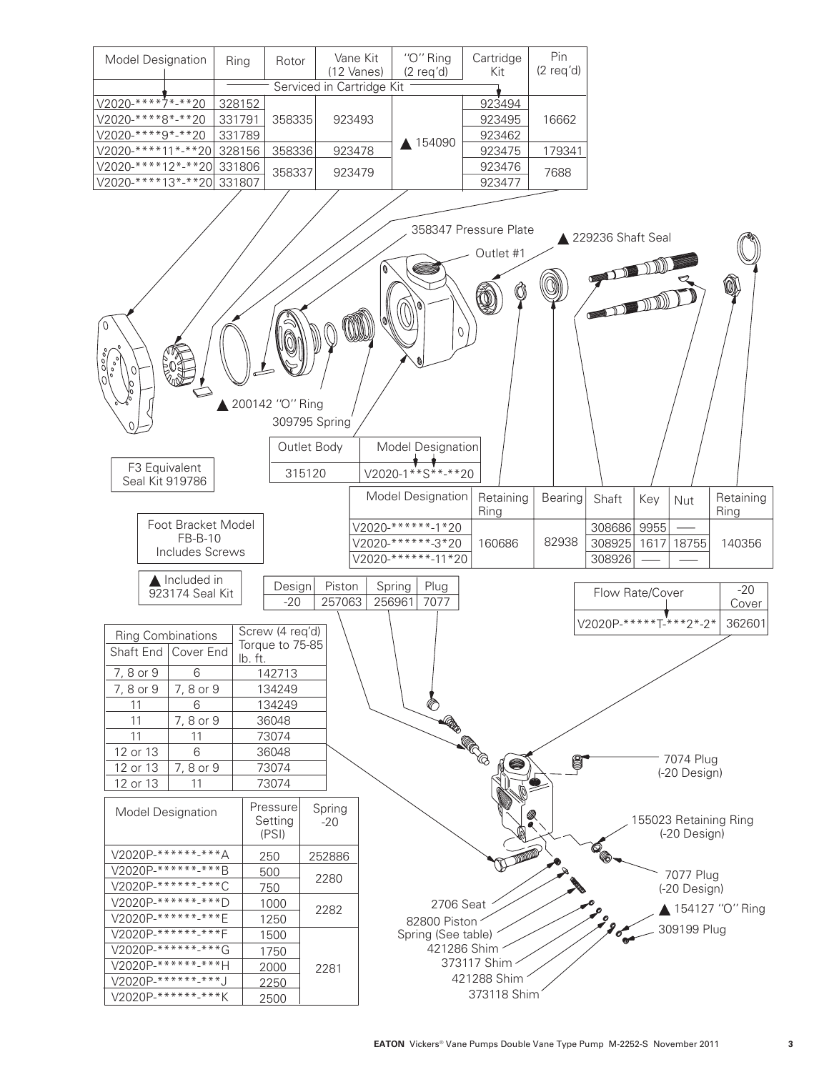| Model Designation | Ring | Rotor | Vane Kit (12 Vanes) | "O" Ring (2 req'd) | Cartridge Kit | Pin (2 req'd) |
|---|---|---|---|---|---|---|
| | Serviced in Cartridge Kit | | | | | |
| V2020-****7*-**20 | 328152 | 358335 | 923493 | ▲ 154090 | 923494 | 16662 |
| V2020-****8*-**20 | 331791 | | | | 923495 | |
| V2020-****9*-**20 | 331789 | | | | 923462 | |
| V2020-****11*-**20 | 328156 | 358336 | 923478 | | 923475 | 179341 |
| V2020-****12*-**20 | 331806 | 358337 | 923479 | | 923476 | 7688 |
| V2020-****13*-**20 | 331807 | | | | 923477 | |

358347 Pressure Plate

Outlet #1

▲ 229236 Shaft Seal

▲ 200142 "O" Ring

309795 Spring

| Outlet Body | Model Designation |
|---|---|
| 315120 | V2020-1**S**-**20 |

F3 Equivalent Seal Kit 919786

| Model Designation | Retaining Ring | Bearing | Shaft | Key | Nut | Retaining Ring |
|---|---|---|---|---|---|---|
| V2020-******-1*20 | 160686 | 82938 | 308686 | 9955 | — | 140356 |
| V2020-******-3*20 | | | 308925 | 1617 | 18755 | |
| V2020-******-11*20 | | | 308926 | — | — | |

Foot Bracket Model FB-B-10 Includes Screws

▲ Included in 923174 Seal Kit

| Design | Piston | Spring | Plug |
|---|---|---|---|
| -20 | 257063 | 256961 | 7077 |

| Flow Rate/Cover | -20 Cover |
|---|---|
| V2020P-*****T-***2*-2* | 362601 |

| Ring Combinations | | Screw (4 req'd) Torque to 75-85 lb. ft. |
|---|---|---|
| Shaft End | Cover End | |
| 7, 8 or 9 | 6 | 142713 |
| 7, 8 or 9 | 7, 8 or 9 | 134249 |
| 11 | 6 | 134249 |
| 11 | 7, 8 or 9 | 36048 |
| 11 | 11 | 73074 |
| 12 or 13 | 6 | 36048 |
| 12 or 13 | 7, 8 or 9 | 73074 |
| 12 or 13 | 11 | 73074 |

7074 Plug (-20 Design)

155023 Retaining Ring (-20 Design)

7077 Plug (-20 Design)

▲ 154127 "O" Ring

309199 Plug

| Model Designation | Pressure Setting (PSI) | Spring -20 |
|---|---|---|
| V2020P-******-***A | 250 | 252886 |
| V2020P-******-***B | 500 | 2280 |
| V2020P-******-***C | 750 | |
| V2020P-******-***D | 1000 | 2282 |
| V2020P-******-***E | 1250 | |
| V2020P-******-***F | 1500 | 2281 |
| V2020P-******-***G | 1750 | |
| V2020P-******-***H | 2000 | |
| V2020P-******-***J | 2250 | |
| V2020P-******-***K | 2500 | |

2706 Seat

82800 Piston

Spring (See table)

421286 Shim

373117 Shim

421288 Shim

373118 Shim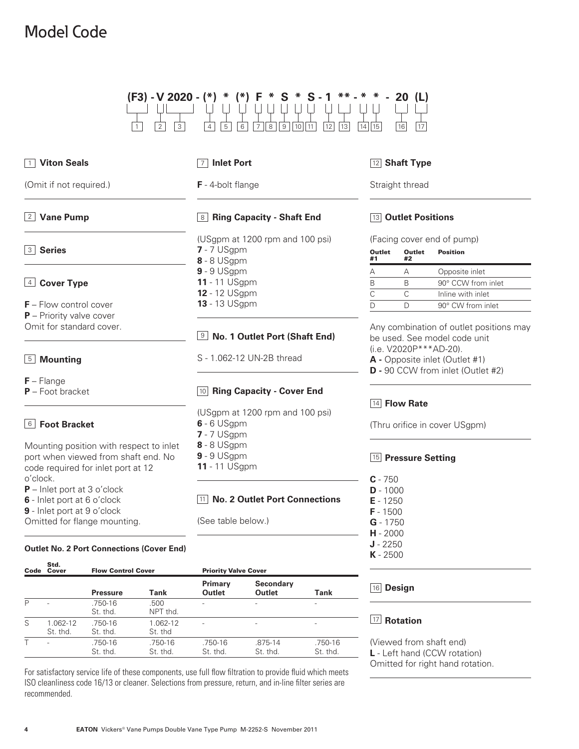# Model Code

```
(F3) - V 2020 - (*)  *  (*)  F  *  S  *  S - 1  ** - *  *  -  20  (L)
 1     2   3      4   5   6    7  8  9  10 11   12  13   14 15    16   17
```

### 1 Viton Seals

(Omit if not required.)

### 2 Vane Pump

### 3 Series

### 4 Cover Type

**F** – Flow control cover
**P** – Priority valve cover
Omit for standard cover.

### 5 Mounting

**F** – Flange
**P** – Foot bracket

### 6 Foot Bracket

Mounting position with respect to inlet port when viewed from shaft end. No code required for inlet port at 12 o'clock.
**P** – Inlet port at 3 o'clock
**6** - Inlet port at 6 o'clock
**9** - Inlet port at 9 o'clock
Omitted for flange mounting.

### 7 Inlet Port

**F** - 4-bolt flange

### 8 Ring Capacity - Shaft End

(USgpm at 1200 rpm and 100 psi)
**7** - 7 USgpm
**8** - 8 USgpm
**9** - 9 USgpm
**11** - 11 USgpm
**12** - 12 USgpm
**13** - 13 USgpm

### 9 No. 1 Outlet Port (Shaft End)

S - 1.062-12 UN-2B thread

### 10 Ring Capacity - Cover End

(USgpm at 1200 rpm and 100 psi)
**6** - 6 USgpm
**7** - 7 USgpm
**8** - 8 USgpm
**9** - 9 USgpm
**11** - 11 USgpm

### 11 No. 2 Outlet Port Connections

(See table below.)

**Outlet No. 2 Port Connections (Cover End)**

| Code | Std. Cover | Flow Control Cover | | Priority Valve Cover | | |
|---|---|---|---|---|---|---|
| | | Pressure | Tank | Primary Outlet | Secondary Outlet | Tank |
| P | - | .750-16 St. thd. | .500 NPT thd. | - | - | - |
| S | 1.062-12 St. thd. | .750-16 St. thd. | 1.062-12 St thd | - | - | - |
| T | - | .750-16 St. thd. | .750-16 St. thd. | .750-16 St. thd. | .875-14 St. thd. | .750-16 St. thd. |

For satisfactory service life of these components, use full flow filtration to provide fluid which meets ISO cleanliness code 16/13 or cleaner. Selections from pressure, return, and in-line filter series are recommended.

### 12 Shaft Type

Straight thread

### 13 Outlet Positions

(Facing cover end of pump)

| Outlet #1 | Outlet #2 | Position |
|---|---|---|
| A | A | Opposite inlet |
| B | B | 90° CCW from inlet |
| C | C | Inline with inlet |
| D | D | 90° CW from inlet |

Any combination of outlet positions may be used. See model code unit (i.e. V2020P***AD-20).
**A -** Opposite inlet (Outlet #1)
**D -** 90 CCW from inlet (Outlet #2)

### 14 Flow Rate

(Thru orifice in cover USgpm)

### 15 Pressure Setting

**C** - 750
**D** - 1000
**E** - 1250
**F** - 1500
**G** - 1750
**H** - 2000
**J** - 2250
**K** - 2500

### 16 Design

### 17 Rotation

(Viewed from shaft end)
**L** - Left hand (CCW rotation)
Omitted for right hand rotation.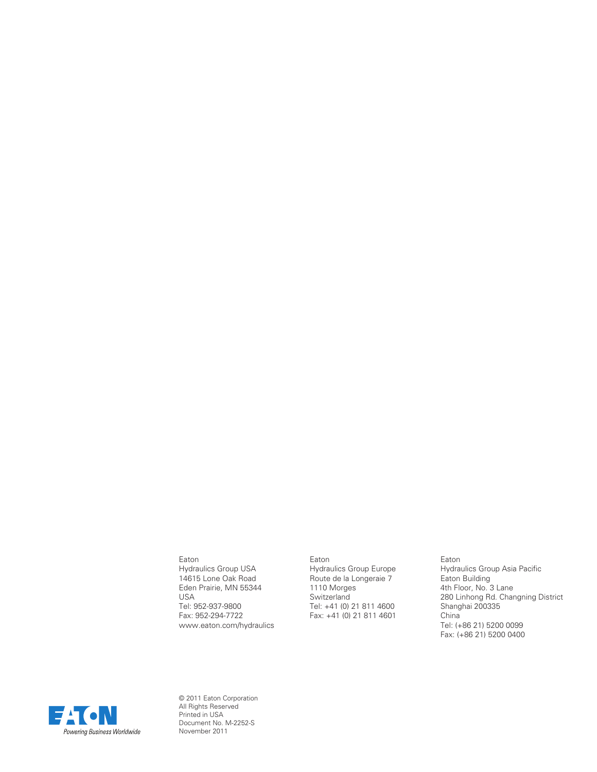Eaton
Hydraulics Group USA
14615 Lone Oak Road
Eden Prairie, MN 55344
USA
Tel: 952-937-9800
Fax: 952-294-7722
www.eaton.com/hydraulics

Eaton
Hydraulics Group Europe
Route de la Longeraie 7
1110 Morges
Switzerland
Tel: +41 (0) 21 811 4600
Fax: +41 (0) 21 811 4601

Eaton
Hydraulics Group Asia Pacific
Eaton Building
4th Floor, No. 3 Lane
280 Linhong Rd. Changning District
Shanghai 200335
China
Tel: (+86 21) 5200 0099
Fax: (+86 21) 5200 0400

EATON
*Powering Business Worldwide*

© 2011 Eaton Corporation
All Rights Reserved
Printed in USA
Document No. M-2252-S
November 2011